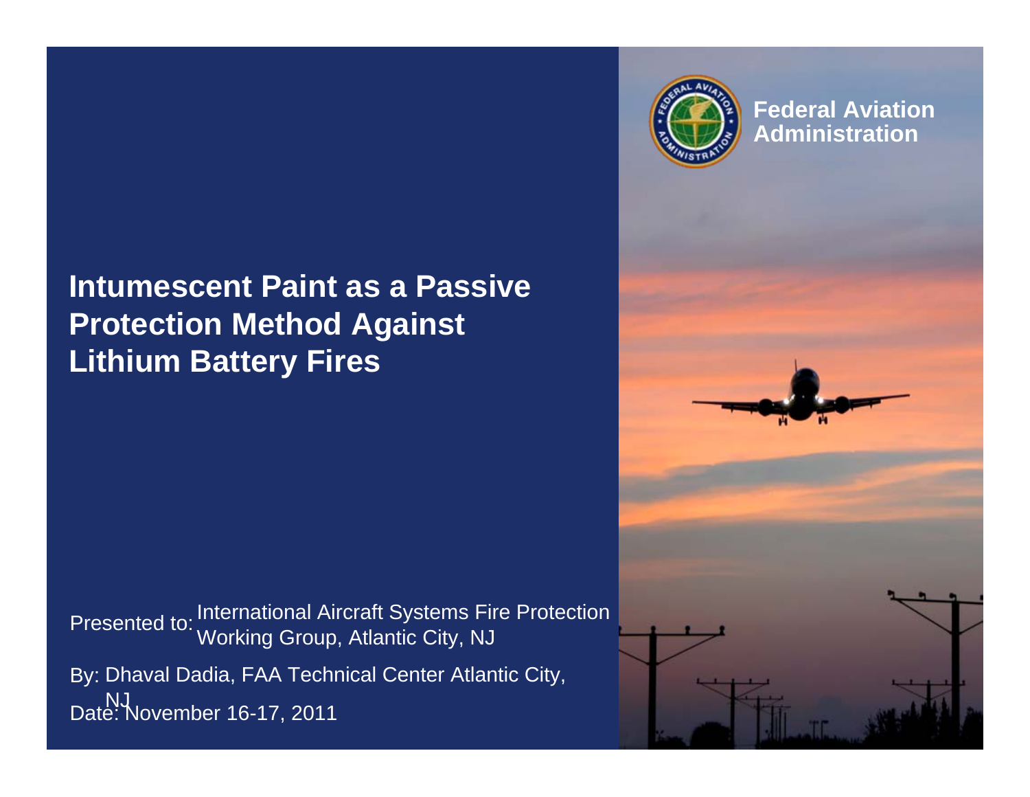Federal Aviation Administration

# Intumescent Paint as a Passive Protection Method Against Lithium Battery Fires

Presented to: International Aircraft Systems Fire Protection Working Group, Atlantic City, NJ

By: Dhaval Dadia, FAA Technical Center Atlantic City, NJ

Date: November 16-17, 2011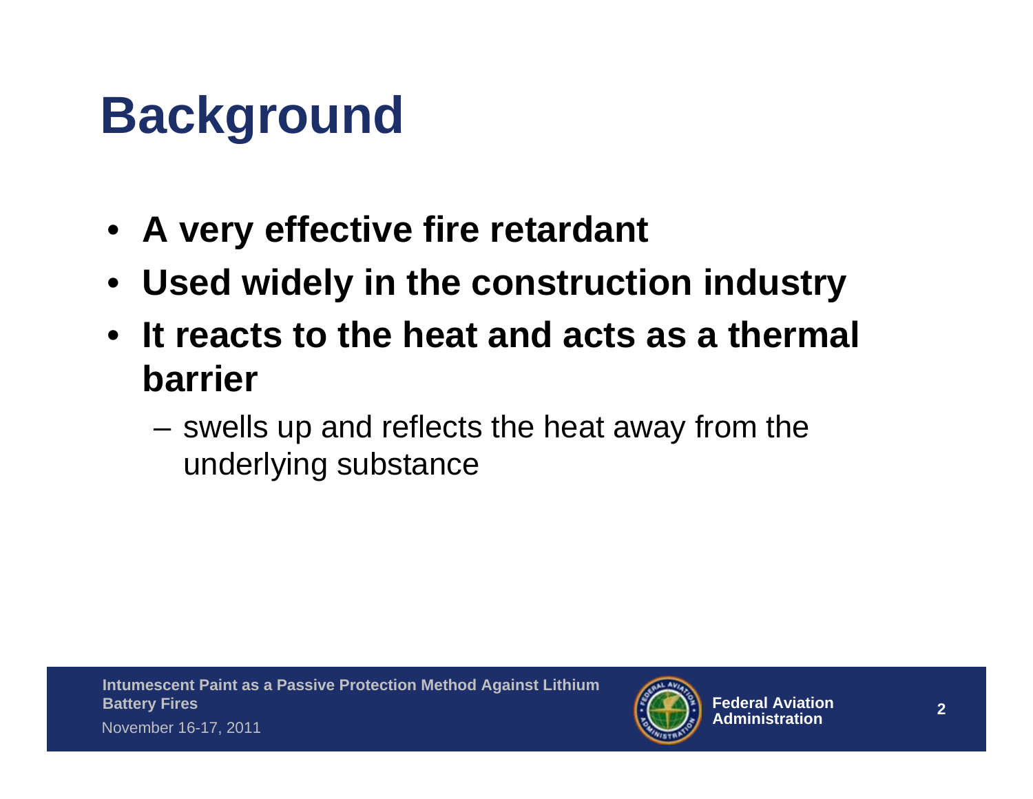# Background

- **A very effective fire retardant**
- **Used widely in the construction industry**
- **It reacts to the heat and acts as a thermal barrier**
  - swells up and reflects the heat away from the underlying substance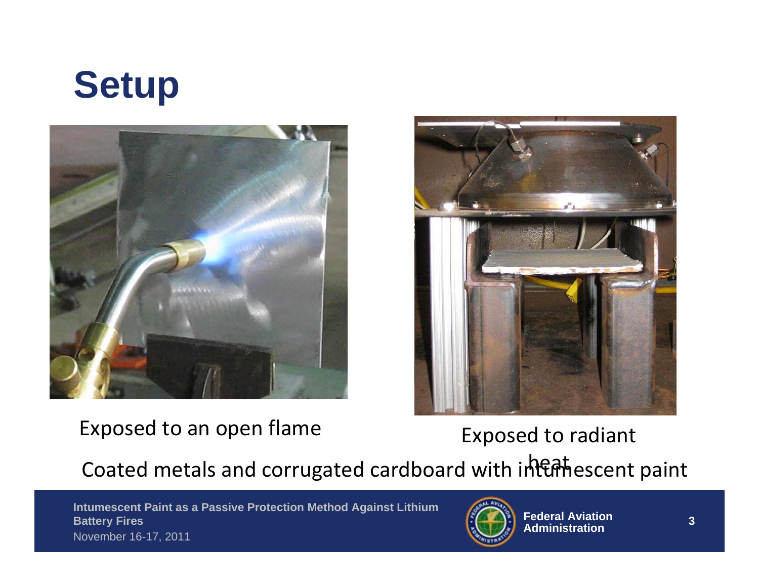# Setup

Exposed to an open flame

Exposed to radiant heat

Coated metals and corrugated cardboard with intumescent paint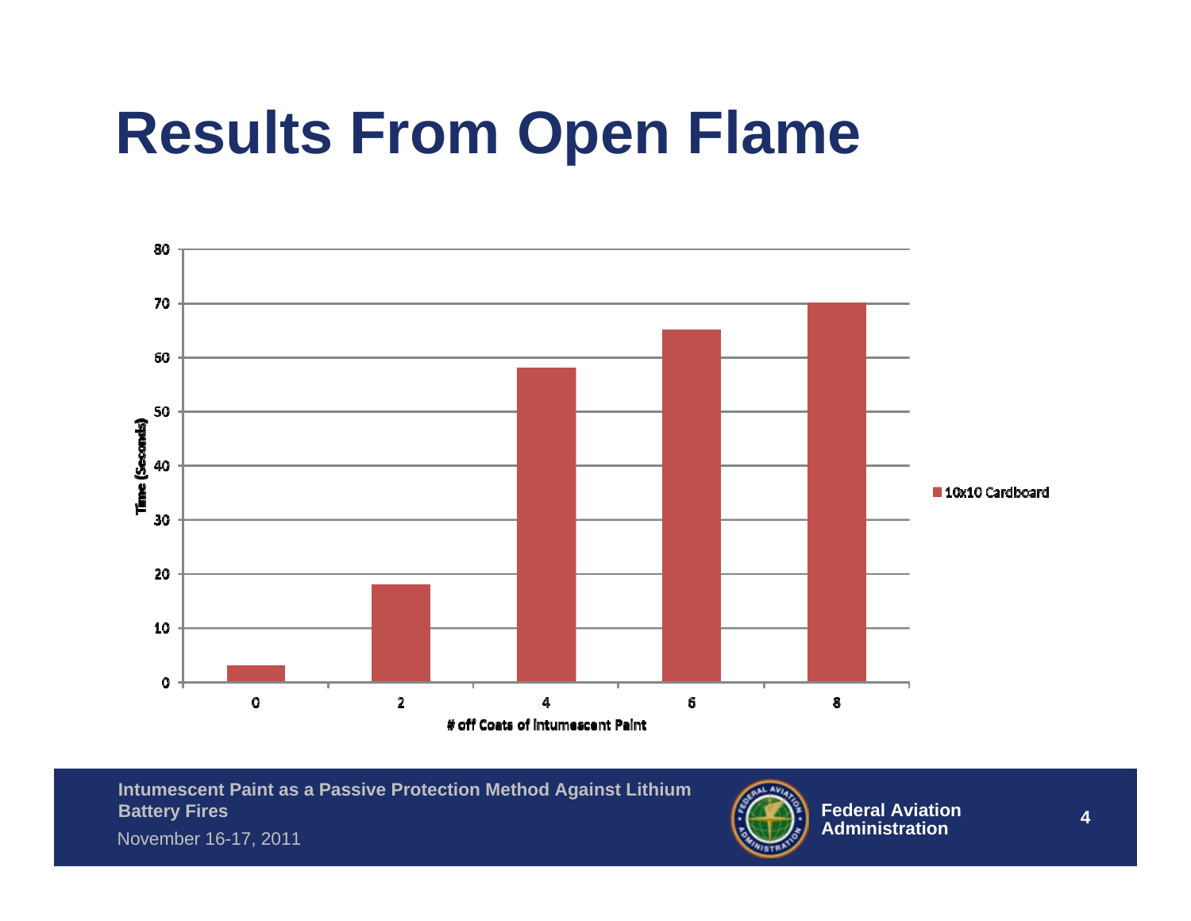# Results From Open Flame

| # off Coats of Intumescent Paint | 10x10 Cardboard — Time (Seconds) |
|---|---|
| 0 | 3 |
| 2 | 18 |
| 4 | 58 |
| 6 | 65 |
| 8 | 70 |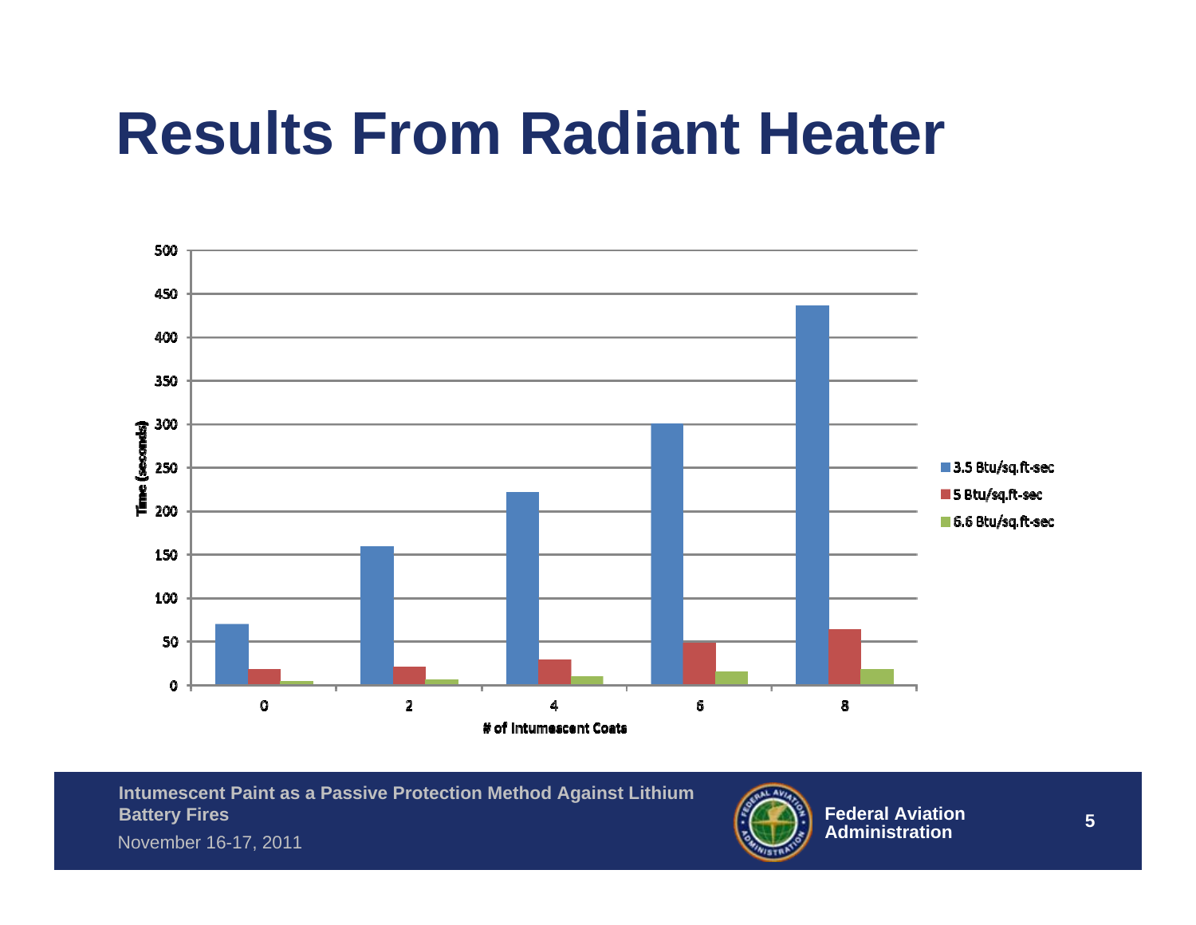# Results From Radiant Heater

Time (seconds)

500
450
400
350
300
250
200
150
100
50
0

0 2 4 6 8

# of Intumescent Coats

- 3.5 Btu/sq.ft-sec
- 5 Btu/sq.ft-sec
- 6.6 Btu/sq.ft-sec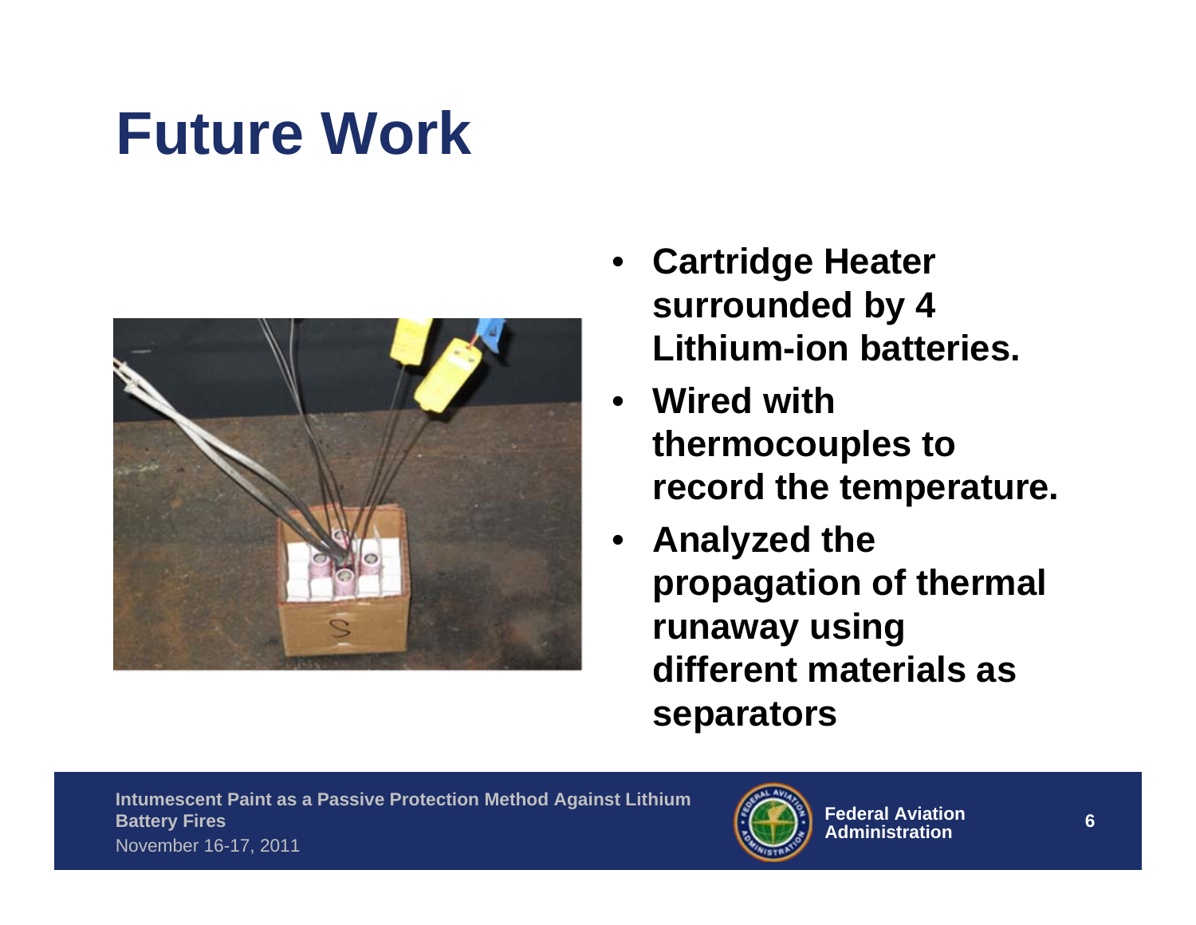# Future Work

- **Cartridge Heater surrounded by 4 Lithium-ion batteries.**
- **Wired with thermocouples to record the temperature.**
- **Analyzed the propagation of thermal runaway using different materials as separators**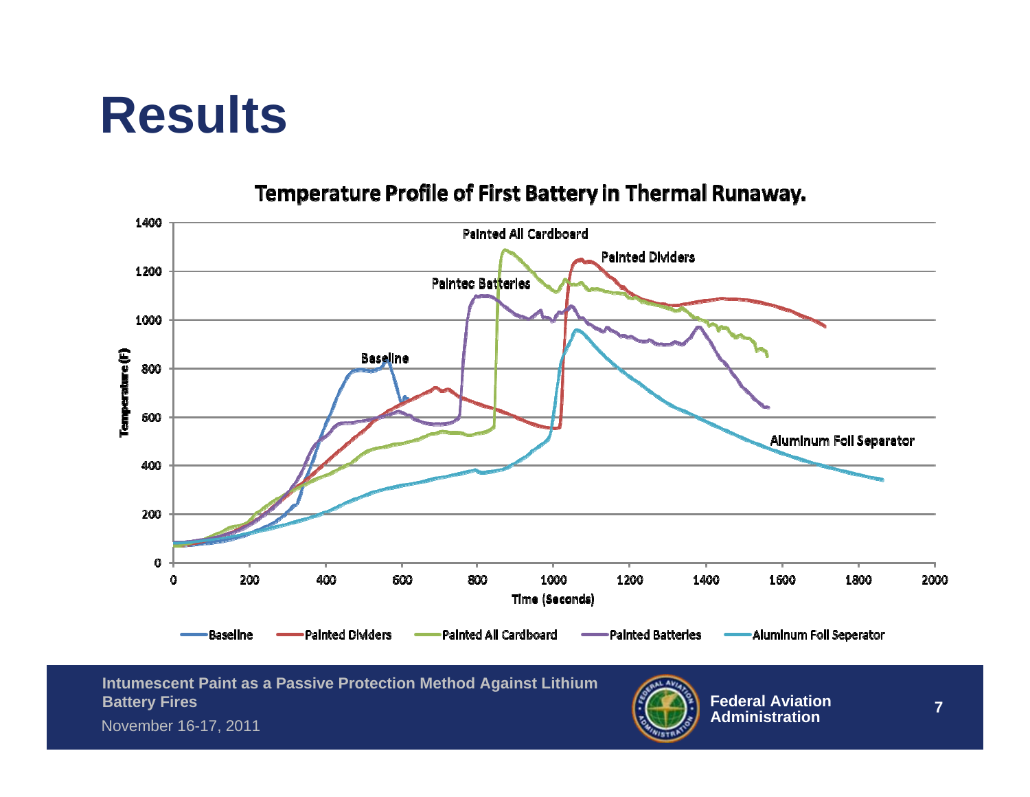# Results

**Temperature Profile of First Battery in Thermal Runaway.**

Temperature (F) vs. Time (Seconds)

Legend: Baseline, Painted Dividers, Painted All Cardboard, Painted Batteries, Aluminum Foil Seperator

Curve labels: Painted All Cardboard, Painted Dividers, Paintec Batteries, Baseline, Aluminum Foil Separator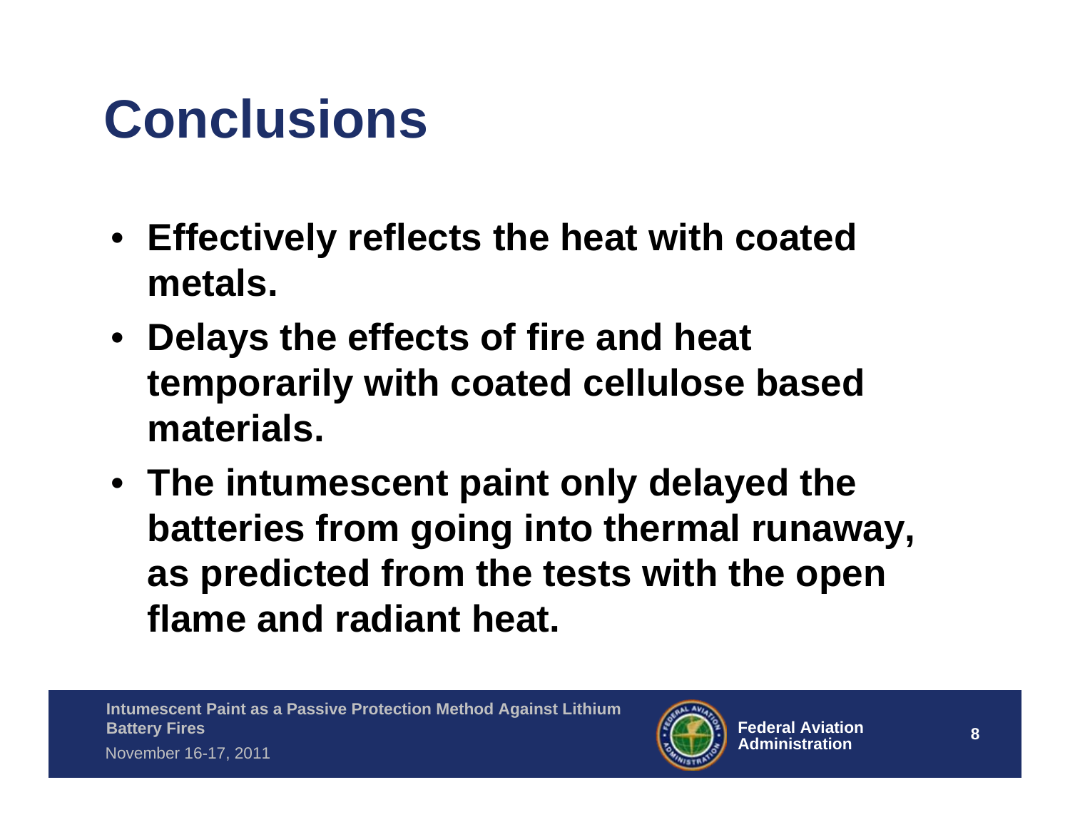# Conclusions

- **Effectively reflects the heat with coated metals.**
- **Delays the effects of fire and heat temporarily with coated cellulose based materials.**
- **The intumescent paint only delayed the batteries from going into thermal runaway, as predicted from the tests with the open flame and radiant heat.**